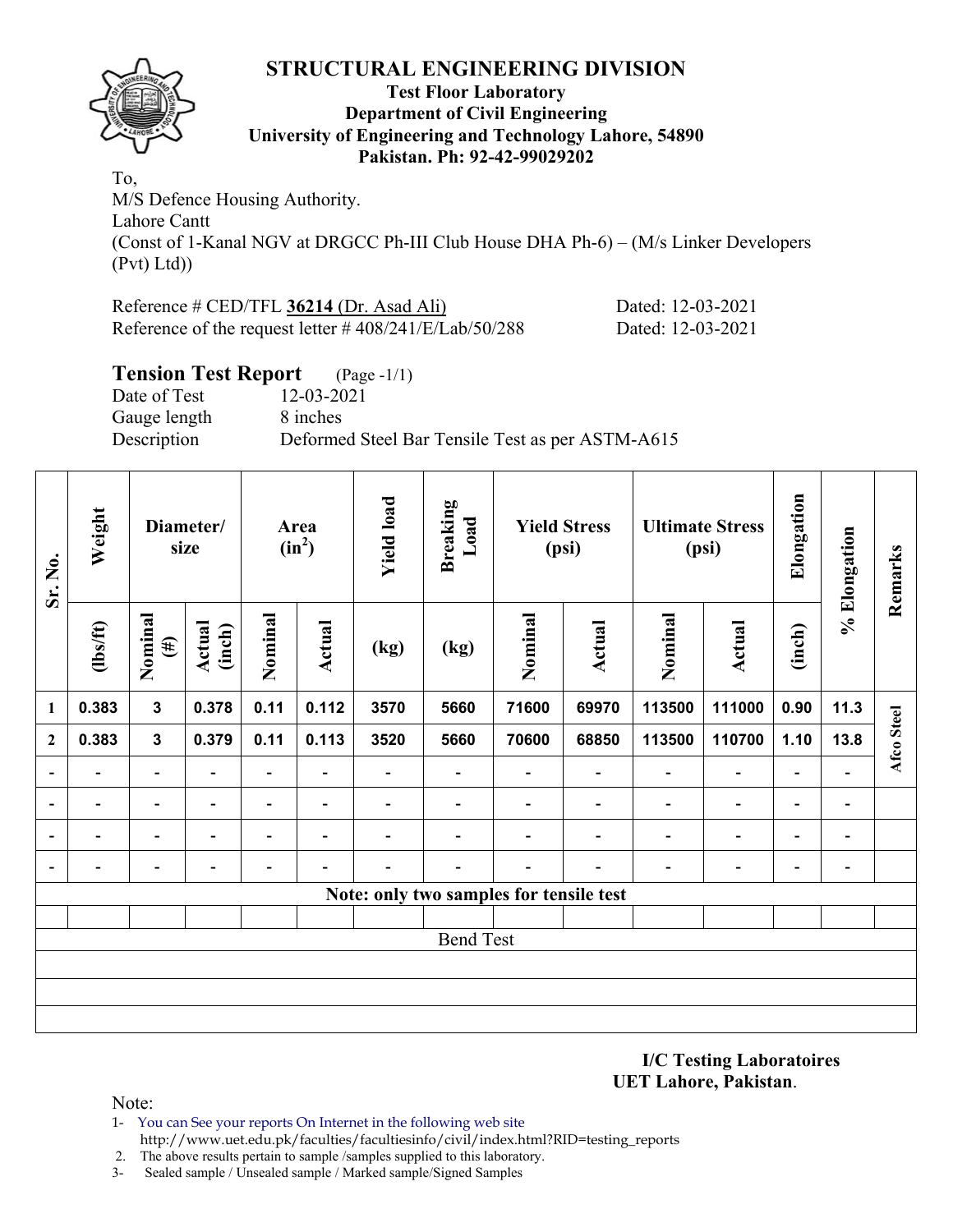# STRUCTURAL ENGINEERING DIVISION

**Test Floor Laboratory**
**Department of Civil Engineering**
**University of Engineering and Technology Lahore, 54890**
**Pakistan. Ph: 92-42-99029202**

To,
M/S Defence Housing Authority.
Lahore Cantt
(Const of 1-Kanal NGV at DRGCC Ph-III Club House DHA Ph-6) – (M/s Linker Developers (Pvt) Ltd))

Reference # CED/TFL **36214** (Dr. Asad Ali) Dated: 12-03-2021
Reference of the request letter # 408/241/E/Lab/50/288 Dated: 12-03-2021

## Tension Test Report (Page -1/1)

Date of Test 12-03-2021
Gauge length 8 inches
Description Deformed Steel Bar Tensile Test as per ASTM-A615

| Sr. No. | Weight | Diameter/ size | | Area ($in^2$) | | Yield load | Breaking Load | Yield Stress (psi) | | Ultimate Stress (psi) | | Elongation | % Elongation | Remarks |
|---|---|---|---|---|---|---|---|---|---|---|---|---|---|---|
| | (lbs/ft) | Nominal (#) | Actual (inch) | Nominal | Actual | (kg) | (kg) | Nominal | Actual | Nominal | Actual | (inch) | | |
| 1 | 0.383 | 3 | 0.378 | 0.11 | 0.112 | 3570 | 5660 | 71600 | 69970 | 113500 | 111000 | 0.90 | 11.3 | Afco Steel |
| 2 | 0.383 | 3 | 0.379 | 0.11 | 0.113 | 3520 | 5660 | 70600 | 68850 | 113500 | 110700 | 1.10 | 13.8 | |
| - | - | - | - | - | - | - | - | - | - | - | - | - | - | |
| - | - | - | - | - | - | - | - | - | - | - | - | - | - | |
| - | - | - | - | - | - | - | - | - | - | - | - | - | - | |
| - | - | - | - | - | - | - | - | - | - | - | - | - | - | |
| Note: only two samples for tensile test | | | | | | | | | | | | | | |
| | | | | | | | | | | | | | | |
| Bend Test | | | | | | | | | | | | | | |
| | | | | | | | | | | | | | | |
| | | | | | | | | | | | | | | |
| | | | | | | | | | | | | | | |

**I/C Testing Laboratoires**
**UET Lahore, Pakistan**.

Note:

1- You can See your reports On Internet in the following web site
http://www.uet.edu.pk/faculties/facultiesinfo/civil/index.html?RID=testing_reports
2. The above results pertain to sample /samples supplied to this laboratory.
3- Sealed sample / Unsealed sample / Marked sample/Signed Samples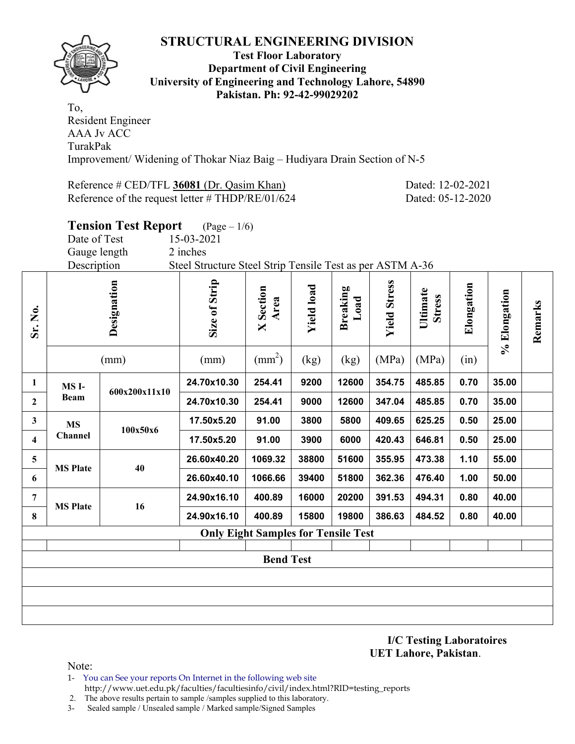# STRUCTURAL ENGINEERING DIVISION

**Test Floor Laboratory**
**Department of Civil Engineering**
**University of Engineering and Technology Lahore, 54890**
**Pakistan. Ph: 92-42-99029202**

To,
Resident Engineer
AAA Jv ACC
TurakPak
Improvement/ Widening of Thokar Niaz Baig – Hudiyara Drain Section of N-5

Reference # CED/TFL **36081** (Dr. Qasim Khan) Dated: 12-02-2021
Reference of the request letter # THDP/RE/01/624 Dated: 05-12-2020

## Tension Test Report (Page – 1/6)

Date of Test 15-03-2021
Gauge length 2 inches
Description Steel Structure Steel Strip Tensile Test as per ASTM A-36

| Sr. No. | Designation | | Size of Strip | X Section Area | Yield load | Breaking Load | Yield Stress | Ultimate Stress | Elongation | % Elongation | Remarks |
|---|---|---|---|---|---|---|---|---|---|---|---|
| | (mm) | | (mm) | ($mm^2$) | (kg) | (kg) | (MPa) | (MPa) | (in) | | |
| 1 | MS I-Beam | 600x200x11x10 | 24.70x10.30 | 254.41 | 9200 | 12600 | 354.75 | 485.85 | 0.70 | 35.00 | |
| 2 | | | 24.70x10.30 | 254.41 | 9000 | 12600 | 347.04 | 485.85 | 0.70 | 35.00 | |
| 3 | MS Channel | 100x50x6 | 17.50x5.20 | 91.00 | 3800 | 5800 | 409.65 | 625.25 | 0.50 | 25.00 | |
| 4 | | | 17.50x5.20 | 91.00 | 3900 | 6000 | 420.43 | 646.81 | 0.50 | 25.00 | |
| 5 | MS Plate | 40 | 26.60x40.20 | 1069.32 | 38800 | 51600 | 355.95 | 473.38 | 1.10 | 55.00 | |
| 6 | | | 26.60x40.10 | 1066.66 | 39400 | 51800 | 362.36 | 476.40 | 1.00 | 50.00 | |
| 7 | MS Plate | 16 | 24.90x16.10 | 400.89 | 16000 | 20200 | 391.53 | 494.31 | 0.80 | 40.00 | |
| 8 | | | 24.90x16.10 | 400.89 | 15800 | 19800 | 386.63 | 484.52 | 0.80 | 40.00 | |
| **Only Eight Samples for Tensile Test** | | | | | | | | | | | |
| | | | | | | | | | | | |
| **Bend Test** | | | | | | | | | | | |
| | | | | | | | | | | | |
| | | | | | | | | | | | |
| | | | | | | | | | | | |

**I/C Testing Laboratoires**
**UET Lahore, Pakistan**.

Note:
1- You can See your reports On Internet in the following web site
http://www.uet.edu.pk/faculties/facultiesinfo/civil/index.html?RID=testing_reports
2. The above results pertain to sample /samples supplied to this laboratory.
3- Sealed sample / Unsealed sample / Marked sample/Signed Samples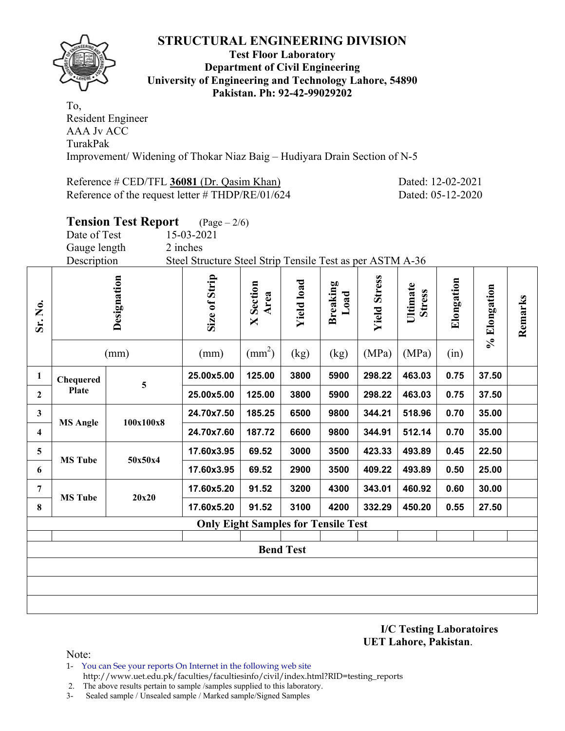# STRUCTURAL ENGINEERING DIVISION

**Test Floor Laboratory**
**Department of Civil Engineering**
**University of Engineering and Technology Lahore, 54890**
**Pakistan. Ph: 92-42-99029202**

To,
Resident Engineer
AAA Jv ACC
TurakPak
Improvement/ Widening of Thokar Niaz Baig – Hudiyara Drain Section of N-5

Reference # CED/TFL **36081** (Dr. Qasim Khan) Dated: 12-02-2021
Reference of the request letter # THDP/RE/01/624 Dated: 05-12-2020

## Tension Test Report (Page – 2/6)

Date of Test 15-03-2021
Gauge length 2 inches
Description Steel Structure Steel Strip Tensile Test as per ASTM A-36

| Sr. No. | Designation | | Size of Strip | X Section Area | Yield load | Breaking Load | Yield Stress | Ultimate Stress | Elongation | % Elongation | Remarks |
|---|---|---|---|---|---|---|---|---|---|---|---|
| | (mm) | | (mm) | (mm$^2$) | (kg) | (kg) | (MPa) | (MPa) | (in) | | |
| **1** | **Chequered Plate** | **5** | **25.00x5.00** | **125.00** | **3800** | **5900** | **298.22** | **463.03** | **0.75** | **37.50** | |
| **2** | | | **25.00x5.00** | **125.00** | **3800** | **5900** | **298.22** | **463.03** | **0.75** | **37.50** | |
| **3** | **MS Angle** | **100x100x8** | **24.70x7.50** | **185.25** | **6500** | **9800** | **344.21** | **518.96** | **0.70** | **35.00** | |
| **4** | | | **24.70x7.60** | **187.72** | **6600** | **9800** | **344.91** | **512.14** | **0.70** | **35.00** | |
| **5** | **MS Tube** | **50x50x4** | **17.60x3.95** | **69.52** | **3000** | **3500** | **423.33** | **493.89** | **0.45** | **22.50** | |
| **6** | | | **17.60x3.95** | **69.52** | **2900** | **3500** | **409.22** | **493.89** | **0.50** | **25.00** | |
| **7** | **MS Tube** | **20x20** | **17.60x5.20** | **91.52** | **3200** | **4300** | **343.01** | **460.92** | **0.60** | **30.00** | |
| **8** | | | **17.60x5.20** | **91.52** | **3100** | **4200** | **332.29** | **450.20** | **0.55** | **27.50** | |
| | | | **Only Eight Samples for Tensile Test** | | | | | | | | |
| | | | | | | | | | | | |
| | | | **Bend Test** | | | | | | | | |
| | | | | | | | | | | | |
| | | | | | | | | | | | |
| | | | | | | | | | | | |

**I/C Testing Laboratoires**
**UET Lahore, Pakistan**.

Note:
1- You can See your reports On Internet in the following web site
http://www.uet.edu.pk/faculties/facultiesinfo/civil/index.html?RID=testing_reports
2. The above results pertain to sample /samples supplied to this laboratory.
3- Sealed sample / Unsealed sample / Marked sample/Signed Samples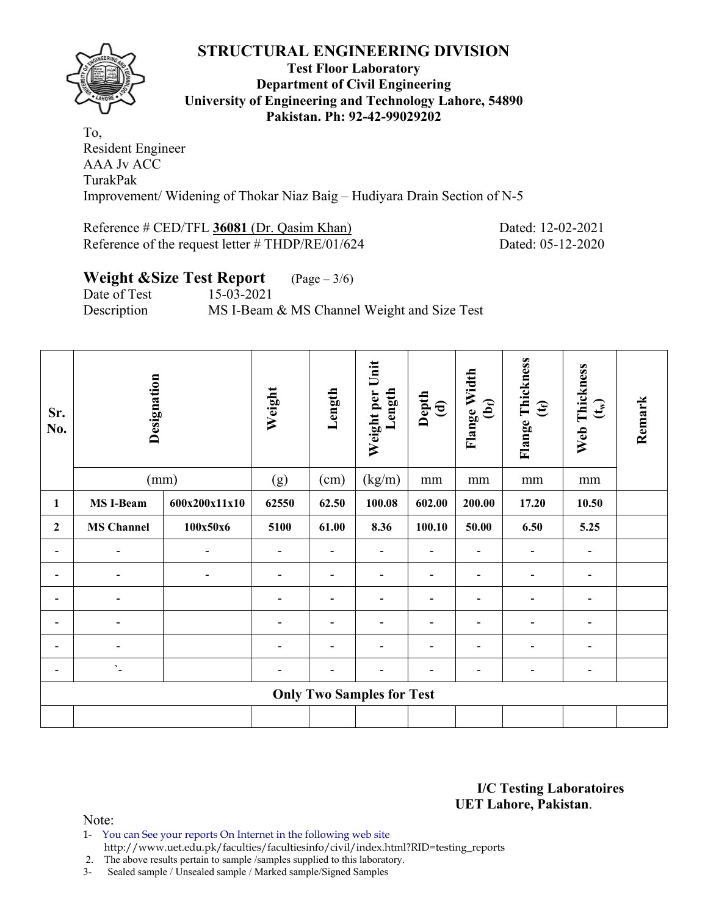# STRUCTURAL ENGINEERING DIVISION

**Test Floor Laboratory**
**Department of Civil Engineering**
**University of Engineering and Technology Lahore, 54890**
**Pakistan. Ph: 92-42-99029202**

To,
Resident Engineer
AAA Jv ACC
TurakPak
Improvement/ Widening of Thokar Niaz Baig – Hudiyara Drain Section of N-5

Reference # CED/TFL **36081** (Dr. Qasim Khan) Dated: 12-02-2021
Reference of the request letter # THDP/RE/01/624 Dated: 05-12-2020

## Weight &Size Test Report (Page – 3/6)

Date of Test 15-03-2021
Description MS I-Beam & MS Channel Weight and Size Test

| Sr. No. | Designation | | Weight | Length | Weight per Unit Length | Depth (d) | Flange Width ($b_f$) | Flange Thickness ($t_f$) | Web Thickness ($t_w$) | Remark |
|---|---|---|---|---|---|---|---|---|---|---|
| | (mm) | | (g) | (cm) | (kg/m) | mm | mm | mm | mm | |
| **1** | **MS I-Beam** | **600x200x11x10** | **62550** | **62.50** | **100.08** | **602.00** | **200.00** | **17.20** | **10.50** | |
| **2** | **MS Channel** | **100x50x6** | **5100** | **61.00** | **8.36** | **100.10** | **50.00** | **6.50** | **5.25** | |
| - | - | - | - | - | - | - | - | - | - | |
| - | - | - | - | - | - | - | - | - | - | |
| - | - | | - | - | - | - | - | - | - | |
| - | - | | - | - | - | - | - | - | - | |
| - | - | | - | - | - | - | - | - | - | |
| - | `- | | - | - | - | - | - | - | - | |
| **Only Two Samples for Test** | | | | | | | | | | |
| | | | | | | | | | | |

**I/C Testing Laboratoires**
**UET Lahore, Pakistan**.

Note:
1- You can See your reports On Internet in the following web site
http://www.uet.edu.pk/faculties/facultiesinfo/civil/index.html?RID=testing_reports
2. The above results pertain to sample /samples supplied to this laboratory.
3- Sealed sample / Unsealed sample / Marked sample/Signed Samples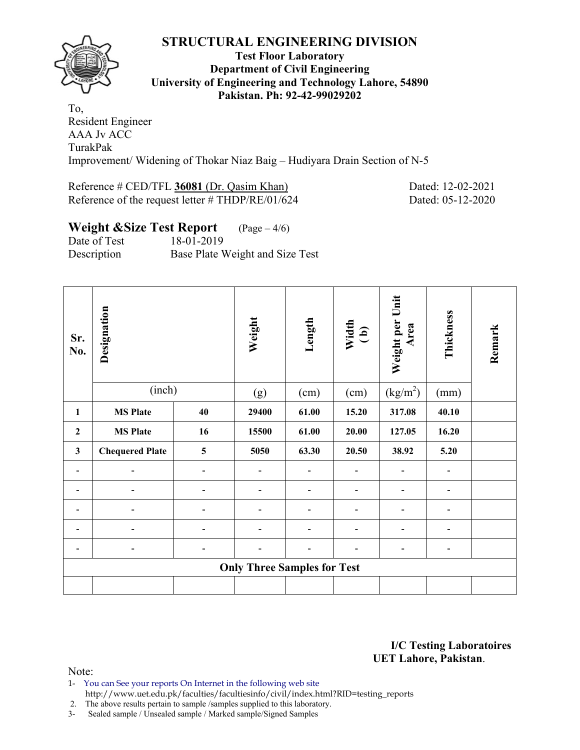# STRUCTURAL ENGINEERING DIVISION

**Test Floor Laboratory**
**Department of Civil Engineering**
**University of Engineering and Technology Lahore, 54890**
**Pakistan. Ph: 92-42-99029202**

To,
Resident Engineer
AAA Jv ACC
TurakPak
Improvement/ Widening of Thokar Niaz Baig – Hudiyara Drain Section of N-5

Reference # CED/TFL **36081** (Dr. Qasim Khan) Dated: 12-02-2021
Reference of the request letter # THDP/RE/01/624 Dated: 05-12-2020

## Weight &Size Test Report (Page – 4/6)

Date of Test 18-01-2019
Description Base Plate Weight and Size Test

| Sr. No. | Designation | | Weight | Length | Width (b) | Weight per Unit Area | Thickness | Remark |
|---|---|---|---|---|---|---|---|---|
| | (inch) | | (g) | (cm) | (cm) | (kg/m$^2$) | (mm) | |
| **1** | **MS Plate** | **40** | **29400** | **61.00** | **15.20** | **317.08** | **40.10** | |
| **2** | **MS Plate** | **16** | **15500** | **61.00** | **20.00** | **127.05** | **16.20** | |
| **3** | **Chequered Plate** | **5** | **5050** | **63.30** | **20.50** | **38.92** | **5.20** | |
| - | - | - | - | - | - | - | - | |
| - | - | - | - | - | - | - | - | |
| - | - | - | - | - | - | - | - | |
| - | - | - | - | - | - | - | - | |
| - | - | - | - | - | - | - | - | |
| **Only Three Samples for Test** | | | | | | | | |
| | | | | | | | | |

**I/C Testing Laboratoires**
**UET Lahore, Pakistan**.

Note:
1- You can See your reports On Internet in the following web site
http://www.uet.edu.pk/faculties/facultiesinfo/civil/index.html?RID=testing_reports
2. The above results pertain to sample /samples supplied to this laboratory.
3- Sealed sample / Unsealed sample / Marked sample/Signed Samples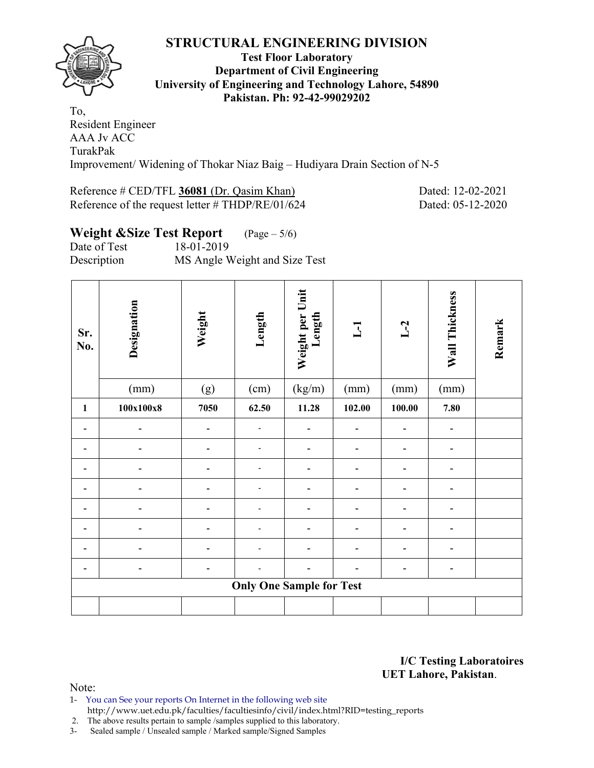# STRUCTURAL ENGINEERING DIVISION

**Test Floor Laboratory**
**Department of Civil Engineering**
**University of Engineering and Technology Lahore, 54890**
**Pakistan. Ph: 92-42-99029202**

To,
Resident Engineer
AAA Jv ACC
TurakPak
Improvement/ Widening of Thokar Niaz Baig – Hudiyara Drain Section of N-5

Reference # CED/TFL **36081** (Dr. Qasim Khan) Dated: 12-02-2021
Reference of the request letter # THDP/RE/01/624 Dated: 05-12-2020

## Weight &Size Test Report (Page – 5/6)

Date of Test 18-01-2019
Description MS Angle Weight and Size Test

| Sr. No. | Designation | Weight | Length | Weight per Unit Length | L-1 | L-2 | Wall Thickness | Remark |
|---|---|---|---|---|---|---|---|---|
| | (mm) | (g) | (cm) | (kg/m) | (mm) | (mm) | (mm) | |
| **1** | **100x100x8** | **7050** | **62.50** | **11.28** | **102.00** | **100.00** | **7.80** | |
| - | - | - | - | - | - | - | - | |
| - | - | - | - | - | - | - | - | |
| - | - | - | - | - | - | - | - | |
| - | - | - | - | - | - | - | - | |
| - | - | - | - | - | - | - | - | |
| - | - | - | - | - | - | - | - | |
| - | - | - | - | - | - | - | - | |
| - | - | - | - | - | - | - | - | |
| **Only One Sample for Test** | | | | | | | | |
| | | | | | | | | |

**I/C Testing Laboratoires**
**UET Lahore, Pakistan**.

Note:
1- You can See your reports On Internet in the following web site
http://www.uet.edu.pk/faculties/facultiesinfo/civil/index.html?RID=testing_reports
2. The above results pertain to sample /samples supplied to this laboratory.
3- Sealed sample / Unsealed sample / Marked sample/Signed Samples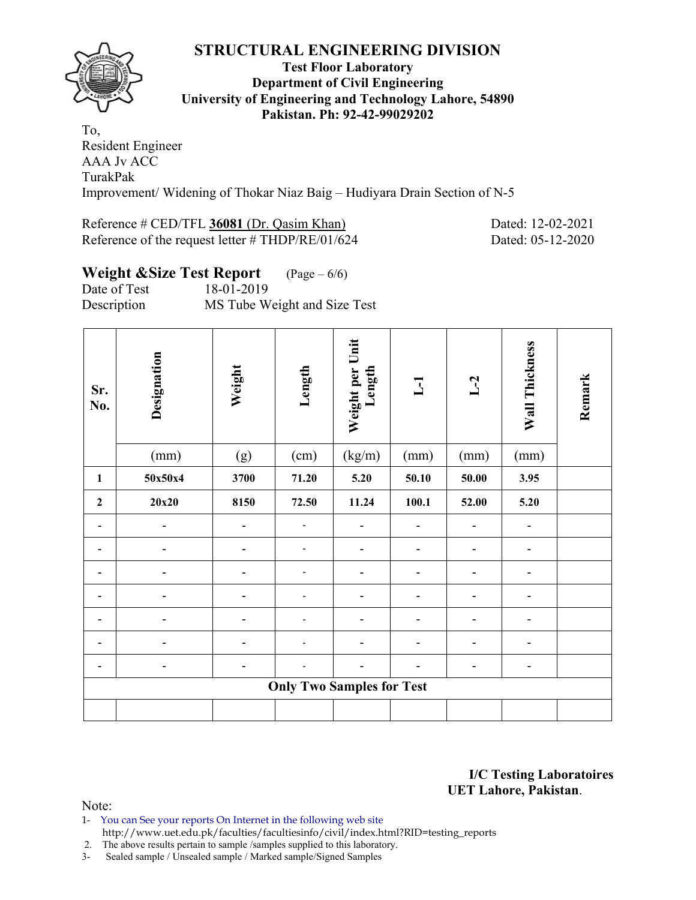# STRUCTURAL ENGINEERING DIVISION

**Test Floor Laboratory**
**Department of Civil Engineering**
**University of Engineering and Technology Lahore, 54890**
**Pakistan. Ph: 92-42-99029202**

To,
Resident Engineer
AAA Jv ACC
TurakPak
Improvement/ Widening of Thokar Niaz Baig – Hudiyara Drain Section of N-5

Reference # CED/TFL **36081** (Dr. Qasim Khan) Dated: 12-02-2021
Reference of the request letter # THDP/RE/01/624 Dated: 05-12-2020

## Weight &Size Test Report (Page – 6/6)

Date of Test 18-01-2019
Description MS Tube Weight and Size Test

| Sr. No. | Designation | Weight | Length | Weight per Unit Length | L-1 | L-2 | Wall Thickness | Remark |
|---|---|---|---|---|---|---|---|---|
| | (mm) | (g) | (cm) | (kg/m) | (mm) | (mm) | (mm) | |
| **1** | **50x50x4** | **3700** | **71.20** | **5.20** | **50.10** | **50.00** | **3.95** | |
| **2** | **20x20** | **8150** | **72.50** | **11.24** | **100.1** | **52.00** | **5.20** | |
| - | - | - | - | - | - | - | - | |
| - | - | - | - | - | - | - | - | |
| - | - | - | - | - | - | - | - | |
| - | - | - | - | - | - | - | - | |
| - | - | - | - | - | - | - | - | |
| - | - | - | - | - | - | - | - | |
| - | - | - | - | - | - | - | - | |
| **Only Two Samples for Test** | | | | | | | | |
| | | | | | | | | |

**I/C Testing Laboratoires**
**UET Lahore, Pakistan**.

Note:
1- You can See your reports On Internet in the following web site
http://www.uet.edu.pk/faculties/facultiesinfo/civil/index.html?RID=testing_reports
2. The above results pertain to sample /samples supplied to this laboratory.
3- Sealed sample / Unsealed sample / Marked sample/Signed Samples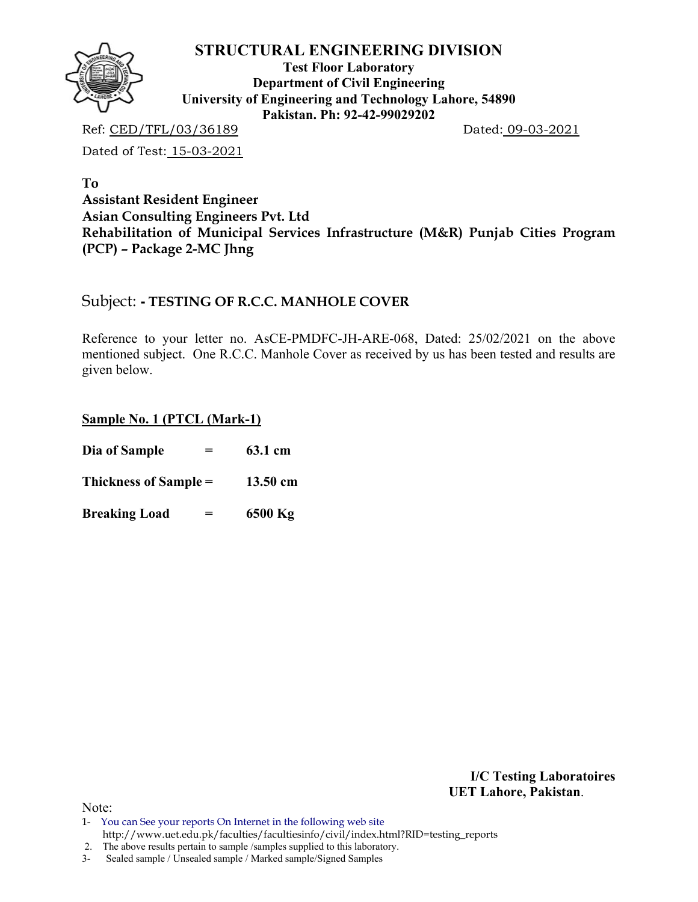# STRUCTURAL ENGINEERING DIVISION

**Test Floor Laboratory**
**Department of Civil Engineering**
**University of Engineering and Technology Lahore, 54890**
**Pakistan. Ph: 92-42-99029202**

Ref: CED/TFL/03/36189 Dated: 09-03-2021

Dated of Test: 15-03-2021

**To**
**Assistant Resident Engineer**
**Asian Consulting Engineers Pvt. Ltd**
**Rehabilitation of Municipal Services Infrastructure (M&R) Punjab Cities Program (PCP) – Package 2-MC Jhng**

Subject: **- TESTING OF R.C.C. MANHOLE COVER**

Reference to your letter no. AsCE-PMDFC-JH-ARE-068, Dated: 25/02/2021 on the above mentioned subject. One R.C.C. Manhole Cover as received by us has been tested and results are given below.

**Sample No. 1 (PTCL (Mark-1)**

**Dia of Sample = 63.1 cm**

**Thickness of Sample = 13.50 cm**

**Breaking Load = 6500 Kg**

**I/C Testing Laboratoires**
**UET Lahore, Pakistan**.

Note:

1. You can See your reports On Internet in the following web site http://www.uet.edu.pk/faculties/facultiesinfo/civil/index.html?RID=testing_reports
2. The above results pertain to sample /samples supplied to this laboratory.
3. Sealed sample / Unsealed sample / Marked sample/Signed Samples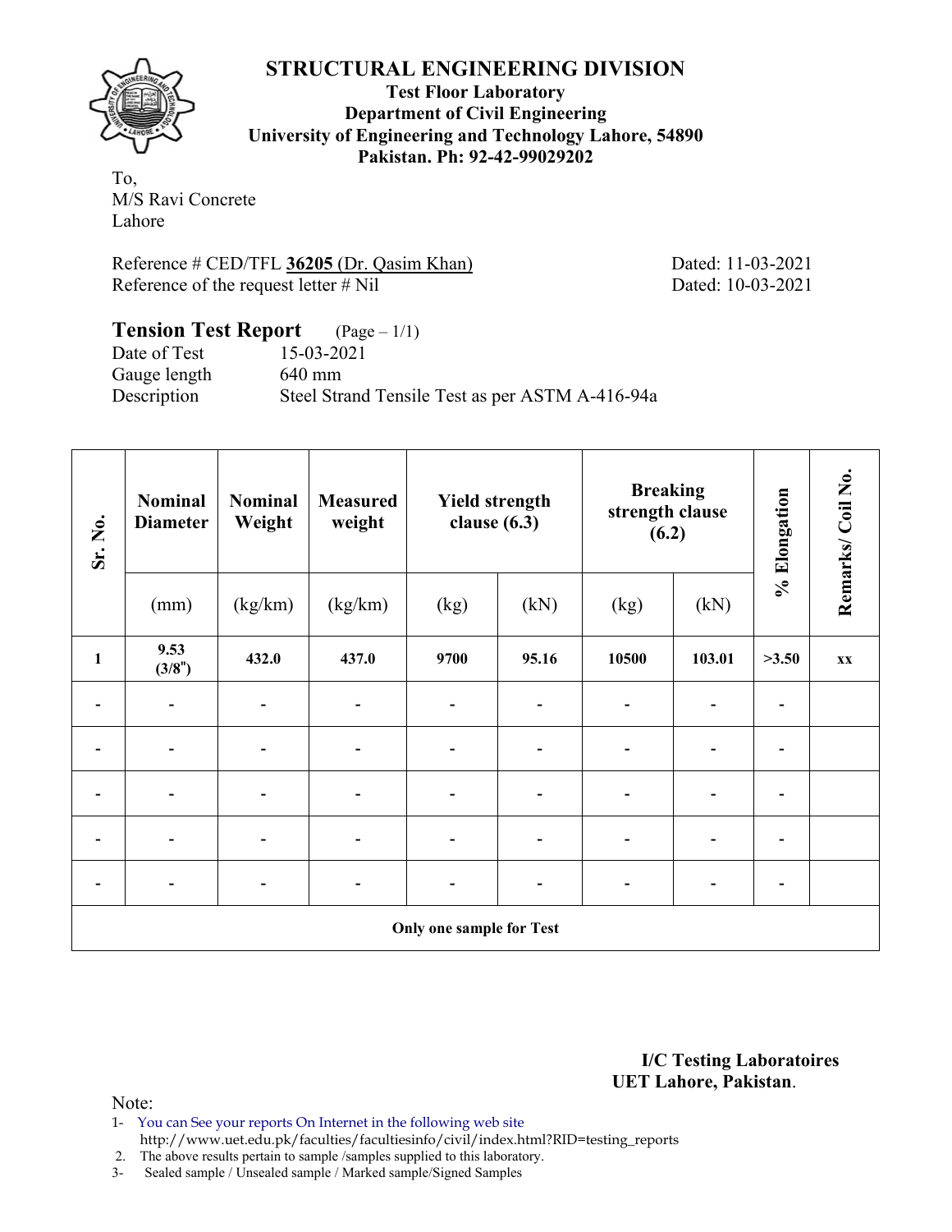# STRUCTURAL ENGINEERING DIVISION

**Test Floor Laboratory**
**Department of Civil Engineering**
**University of Engineering and Technology Lahore, 54890**
**Pakistan. Ph: 92-42-99029202**

To,
M/S Ravi Concrete
Lahore

Reference # CED/TFL **36205** (Dr. Qasim Khan) Dated: 11-03-2021
Reference of the request letter # Nil Dated: 10-03-2021

## Tension Test Report (Page – 1/1)

Date of Test 15-03-2021
Gauge length 640 mm
Description Steel Strand Tensile Test as per ASTM A-416-94a

| Sr. No. | Nominal Diameter | Nominal Weight | Measured weight | Yield strength clause (6.3) | | Breaking strength clause (6.2) | | % Elongation | Remarks/ Coil No. |
|---|---|---|---|---|---|---|---|---|---|
| | (mm) | (kg/km) | (kg/km) | (kg) | (kN) | (kg) | (kN) | | |
| **1** | **9.53 (3/8")** | **432.0** | **437.0** | **9700** | **95.16** | **10500** | **103.01** | **>3.50** | **xx** |
| - | - | - | - | - | - | - | - | - | |
| - | - | - | - | - | - | - | - | - | |
| - | - | - | - | - | - | - | - | - | |
| - | - | - | - | - | - | - | - | - | |
| - | - | - | - | - | - | - | - | - | |
| **Only one sample for Test** | | | | | | | | | |

**I/C Testing Laboratoires**
**UET Lahore, Pakistan**.

Note:
1- You can See your reports On Internet in the following web site
http://www.uet.edu.pk/faculties/facultiesinfo/civil/index.html?RID=testing_reports
2. The above results pertain to sample /samples supplied to this laboratory.
3- Sealed sample / Unsealed sample / Marked sample/Signed Samples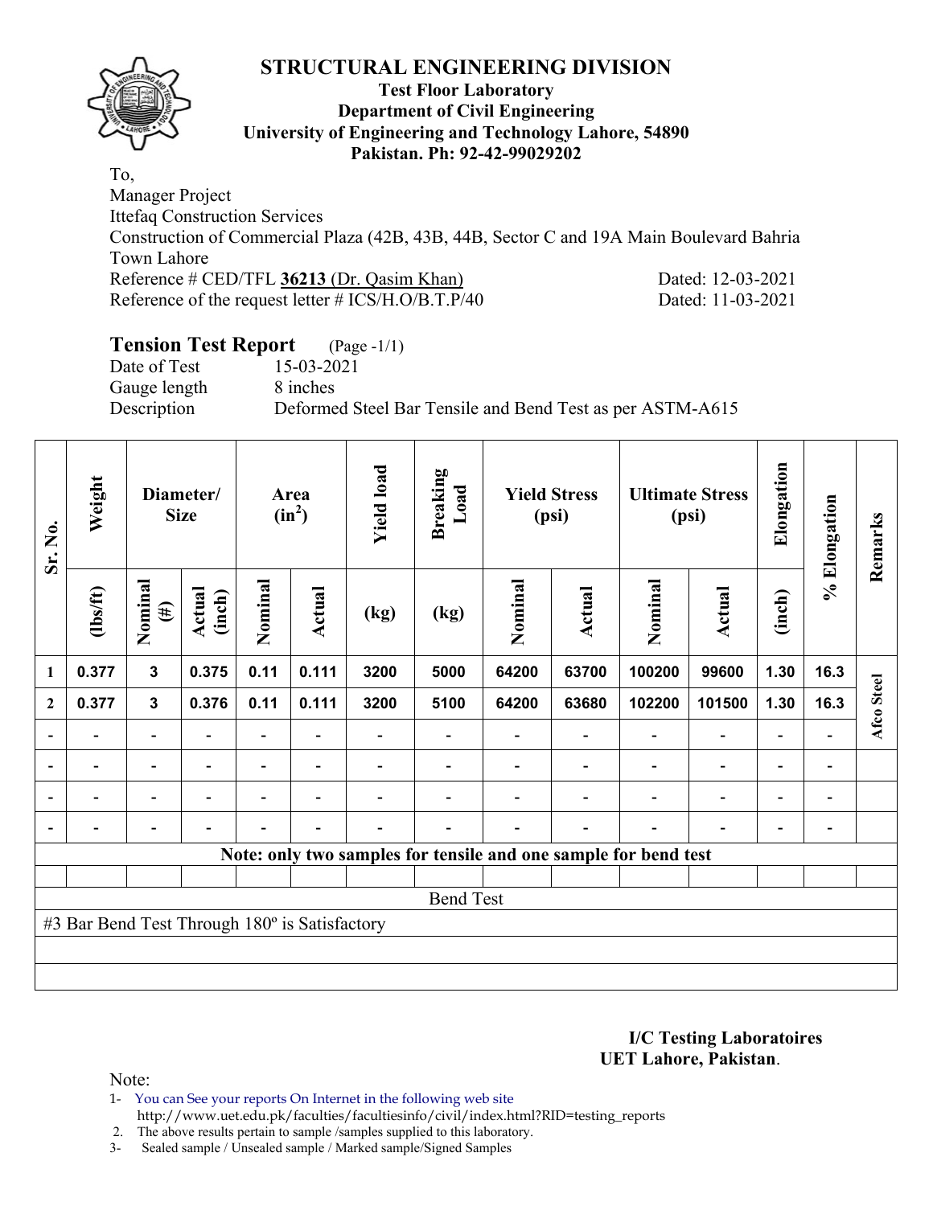# STRUCTURAL ENGINEERING DIVISION

**Test Floor Laboratory**
**Department of Civil Engineering**
**University of Engineering and Technology Lahore, 54890**
**Pakistan. Ph: 92-42-99029202**

To,
Manager Project
Ittefaq Construction Services
Construction of Commercial Plaza (42B, 43B, 44B, Sector C and 19A Main Boulevard Bahria Town Lahore
Reference # CED/TFL **36213** (Dr. Qasim Khan) Dated: 12-03-2021
Reference of the request letter # ICS/H.O/B.T.P/40 Dated: 11-03-2021

## Tension Test Report (Page -1/1)

Date of Test 15-03-2021
Gauge length 8 inches
Description Deformed Steel Bar Tensile and Bend Test as per ASTM-A615

| Sr. No. | Weight | Diameter/ Size | | Area ($in^2$) | | Yield load | Breaking Load | Yield Stress (psi) | | Ultimate Stress (psi) | | Elongation | % Elongation | Remarks |
|---|---|---|---|---|---|---|---|---|---|---|---|---|---|---|
| | (lbs/ft) | Nominal (#) | Actual (inch) | Nominal | Actual | (kg) | (kg) | Nominal | Actual | Nominal | Actual | (inch) | | |
| 1 | 0.377 | 3 | 0.375 | 0.11 | 0.111 | 3200 | 5000 | 64200 | 63700 | 100200 | 99600 | 1.30 | 16.3 | Afco Steel |
| 2 | 0.377 | 3 | 0.376 | 0.11 | 0.111 | 3200 | 5100 | 64200 | 63680 | 102200 | 101500 | 1.30 | 16.3 | |
| - | - | - | - | - | - | - | - | - | - | - | - | - | - | |
| - | - | - | - | - | - | - | - | - | - | - | - | - | - | |
| - | - | - | - | - | - | - | - | - | - | - | - | - | - | |
| - | - | - | - | - | - | - | - | - | - | - | - | - | - | |
| Note: only two samples for tensile and one sample for bend test | | | | | | | | | | | | | | |
| Bend Test | | | | | | | | | | | | | | |
| #3 Bar Bend Test Through 180º is Satisfactory | | | | | | | | | | | | | | |

**I/C Testing Laboratoires**
**UET Lahore, Pakistan**.

Note:
1- You can See your reports On Internet in the following web site http://www.uet.edu.pk/faculties/facultiesinfo/civil/index.html?RID=testing_reports
2. The above results pertain to sample /samples supplied to this laboratory.
3- Sealed sample / Unsealed sample / Marked sample/Signed Samples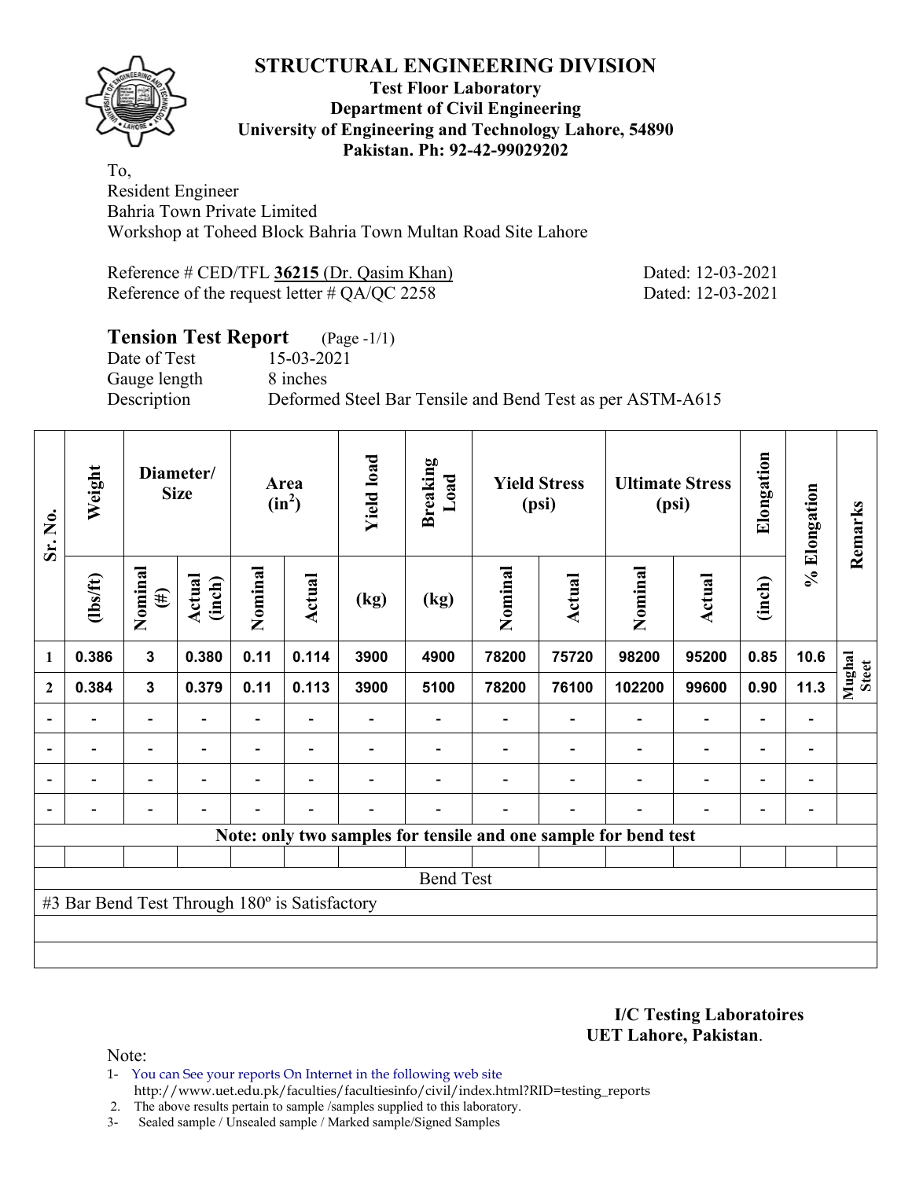# STRUCTURAL ENGINEERING DIVISION

**Test Floor Laboratory**
**Department of Civil Engineering**
**University of Engineering and Technology Lahore, 54890**
**Pakistan. Ph: 92-42-99029202**

To,
Resident Engineer
Bahria Town Private Limited
Workshop at Toheed Block Bahria Town Multan Road Site Lahore

Reference # CED/TFL **36215** (Dr. Qasim Khan) Dated: 12-03-2021
Reference of the request letter # QA/QC 2258 Dated: 12-03-2021

**Tension Test Report** (Page -1/1)
Date of Test 15-03-2021
Gauge length 8 inches
Description Deformed Steel Bar Tensile and Bend Test as per ASTM-A615

| Sr. No. | Weight | Diameter/ Size | | Area ($in^2$) | | Yield load | Breaking Load | Yield Stress (psi) | | Ultimate Stress (psi) | | Elongation | % Elongation | Remarks |
|---|---|---|---|---|---|---|---|---|---|---|---|---|---|---|
| | (lbs/ft) | Nominal (#) | Actual (inch) | Nominal | Actual | (kg) | (kg) | Nominal | Actual | Nominal | Actual | (inch) | | |
| 1 | 0.386 | 3 | 0.380 | 0.11 | 0.114 | 3900 | 4900 | 78200 | 75720 | 98200 | 95200 | 0.85 | 10.6 | Mughal Steel |
| 2 | 0.384 | 3 | 0.379 | 0.11 | 0.113 | 3900 | 5100 | 78200 | 76100 | 102200 | 99600 | 0.90 | 11.3 | |
| - | - | - | - | - | - | - | - | - | - | - | - | - | - | |
| - | - | - | - | - | - | - | - | - | - | - | - | - | - | |
| - | - | - | - | - | - | - | - | - | - | - | - | - | - | |
| - | - | - | - | - | - | - | - | - | - | - | - | - | - | |
| Note: only two samples for tensile and one sample for bend test | | | | | | | | | | | | | | |
| Bend Test | | | | | | | | | | | | | | |
| #3 Bar Bend Test Through 180º is Satisfactory | | | | | | | | | | | | | | |

**I/C Testing Laboratoires**
**UET Lahore, Pakistan**.

Note:
1- You can See your reports On Internet in the following web site
http://www.uet.edu.pk/faculties/facultiesinfo/civil/index.html?RID=testing_reports
2. The above results pertain to sample /samples supplied to this laboratory.
3- Sealed sample / Unsealed sample / Marked sample/Signed Samples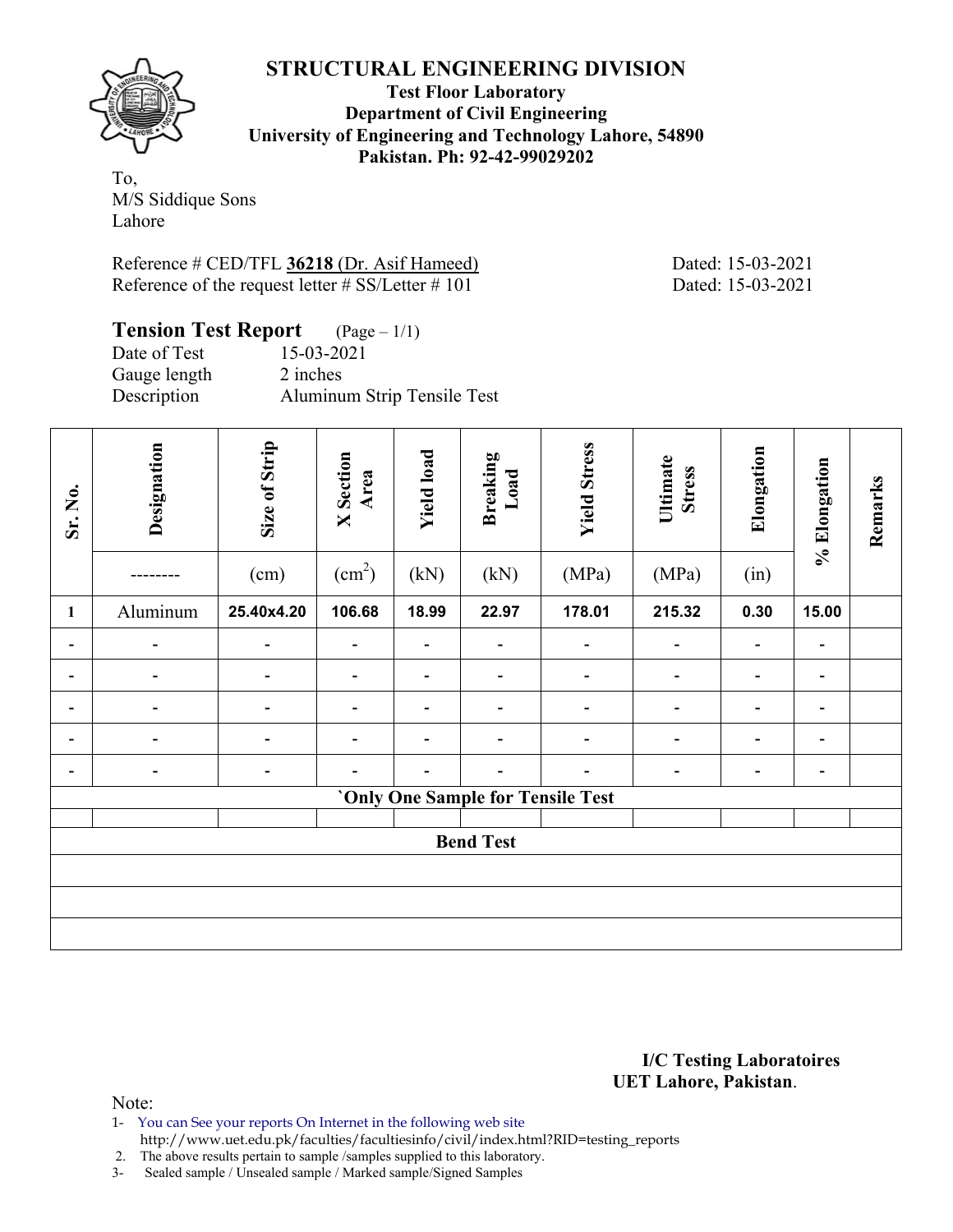# STRUCTURAL ENGINEERING DIVISION

**Test Floor Laboratory**
**Department of Civil Engineering**
**University of Engineering and Technology Lahore, 54890**
**Pakistan. Ph: 92-42-99029202**

To,
M/S Siddique Sons
Lahore

Reference # CED/TFL **36218** (Dr. Asif Hameed) Dated: 15-03-2021
Reference of the request letter # SS/Letter # 101 Dated: 15-03-2021

## Tension Test Report (Page – 1/1)

Date of Test 15-03-2021
Gauge length 2 inches
Description Aluminum Strip Tensile Test

| Sr. No. | Designation | Size of Strip | X Section Area | Yield load | Breaking Load | Yield Stress | Ultimate Stress | Elongation | % Elongation | Remarks |
|---|---|---|---|---|---|---|---|---|---|---|
| | -------- | (cm) | ($cm^2$) | (kN) | (kN) | (MPa) | (MPa) | (in) | | |
| 1 | Aluminum | 25.40x4.20 | 106.68 | 18.99 | 22.97 | 178.01 | 215.32 | 0.30 | 15.00 | |
| - | - | - | - | - | - | - | - | - | - | |
| - | - | - | - | - | - | - | - | - | - | |
| - | - | - | - | - | - | - | - | - | - | |
| - | - | - | - | - | - | - | - | - | - | |
| - | - | - | - | - | - | - | - | - | - | |
| `Only One Sample for Tensile Test | | | | | | | | | | |
| | | | | | | | | | | |
| **Bend Test** | | | | | | | | | | |
| | | | | | | | | | | |
| | | | | | | | | | | |
| | | | | | | | | | | |

**I/C Testing Laboratoires**
**UET Lahore, Pakistan**.

Note:
1- You can See your reports On Internet in the following web site
http://www.uet.edu.pk/faculties/facultiesinfo/civil/index.html?RID=testing_reports
2. The above results pertain to sample /samples supplied to this laboratory.
3- Sealed sample / Unsealed sample / Marked sample/Signed Samples